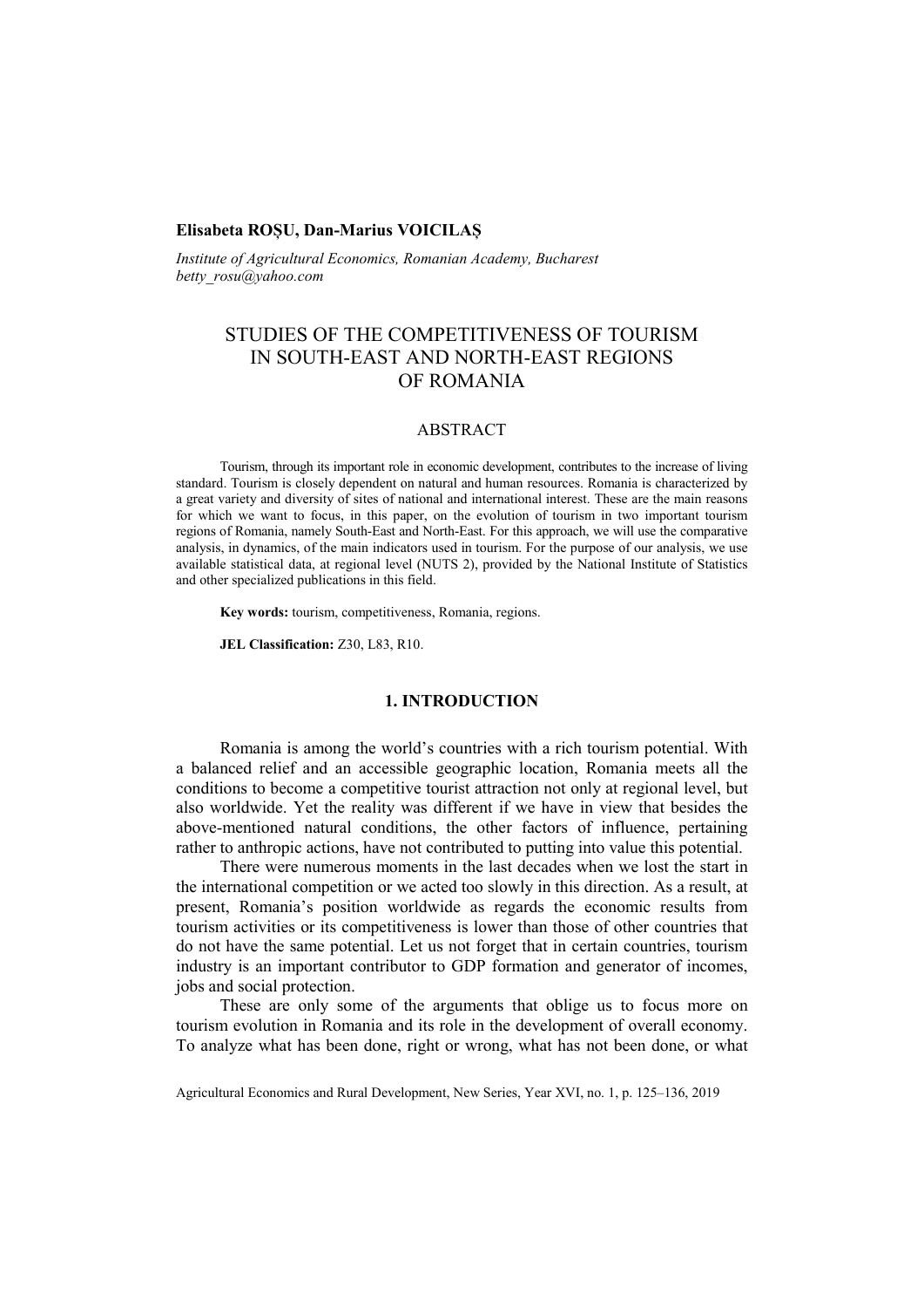**Elisabeta ROȘU, Dan-Marius VOICILAȘ**

*Institute of Agricultural Economics, Romanian Academy, Bucharest*
*betty_rosu@yahoo.com*

# STUDIES OF THE COMPETITIVENESS OF TOURISM IN SOUTH-EAST AND NORTH-EAST REGIONS OF ROMANIA

## ABSTRACT

Tourism, through its important role in economic development, contributes to the increase of living standard. Tourism is closely dependent on natural and human resources. Romania is characterized by a great variety and diversity of sites of national and international interest. These are the main reasons for which we want to focus, in this paper, on the evolution of tourism in two important tourism regions of Romania, namely South-East and North-East. For this approach, we will use the comparative analysis, in dynamics, of the main indicators used in tourism. For the purpose of our analysis, we use available statistical data, at regional level (NUTS 2), provided by the National Institute of Statistics and other specialized publications in this field.

**Key words:** tourism, competitiveness, Romania, regions.

**JEL Classification:** Z30, L83, R10.

## 1. INTRODUCTION

Romania is among the world's countries with a rich tourism potential. With a balanced relief and an accessible geographic location, Romania meets all the conditions to become a competitive tourist attraction not only at regional level, but also worldwide. Yet the reality was different if we have in view that besides the above-mentioned natural conditions, the other factors of influence, pertaining rather to anthropic actions, have not contributed to putting into value this potential.

There were numerous moments in the last decades when we lost the start in the international competition or we acted too slowly in this direction. As a result, at present, Romania's position worldwide as regards the economic results from tourism activities or its competitiveness is lower than those of other countries that do not have the same potential. Let us not forget that in certain countries, tourism industry is an important contributor to GDP formation and generator of incomes, jobs and social protection.

These are only some of the arguments that oblige us to focus more on tourism evolution in Romania and its role in the development of overall economy. To analyze what has been done, right or wrong, what has not been done, or what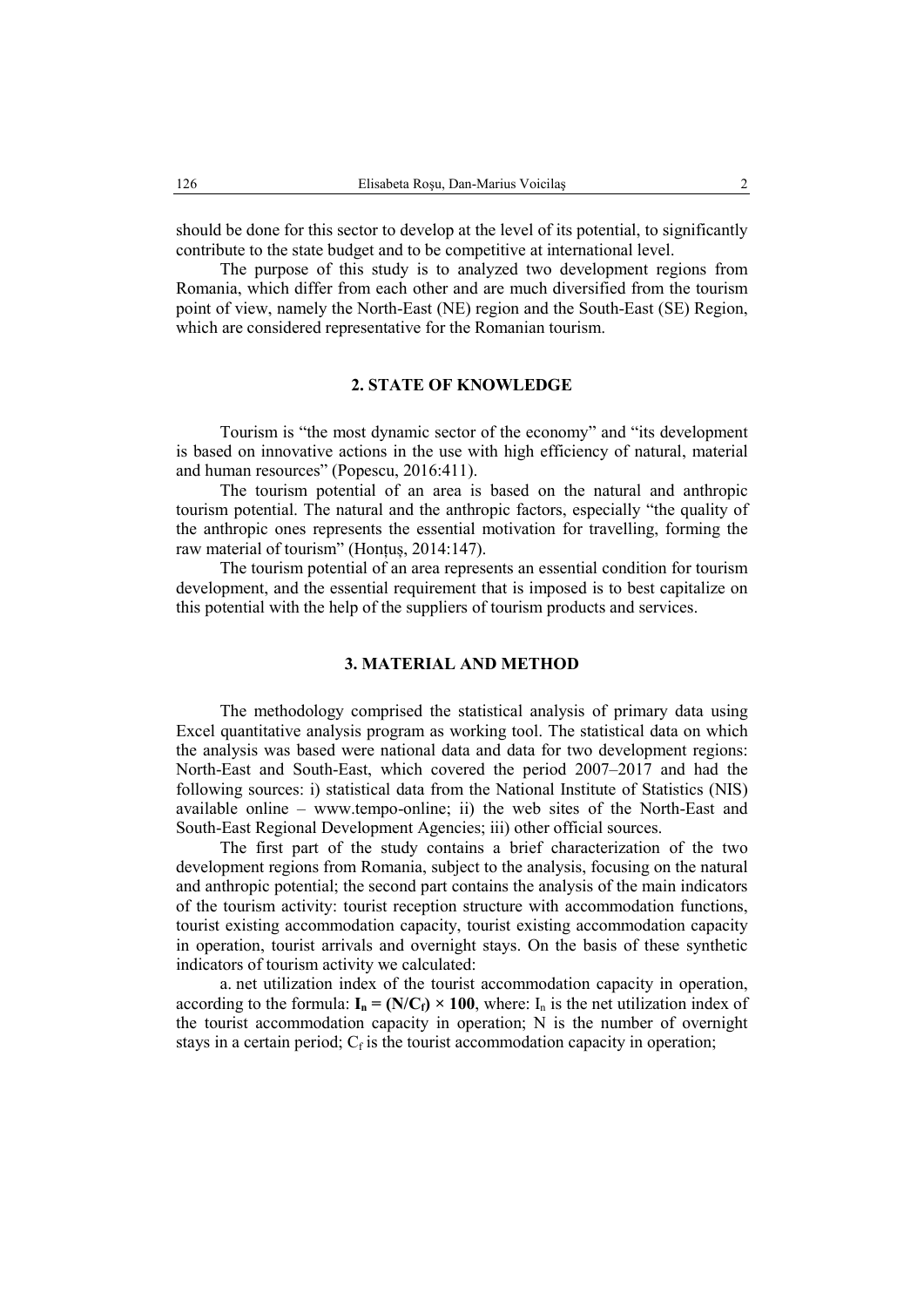should be done for this sector to develop at the level of its potential, to significantly contribute to the state budget and to be competitive at international level.

The purpose of this study is to analyzed two development regions from Romania, which differ from each other and are much diversified from the tourism point of view, namely the North-East (NE) region and the South-East (SE) Region, which are considered representative for the Romanian tourism.

## 2. STATE OF KNOWLEDGE

Tourism is "the most dynamic sector of the economy" and "its development is based on innovative actions in the use with high efficiency of natural, material and human resources" (Popescu, 2016:411).

The tourism potential of an area is based on the natural and anthropic tourism potential. The natural and the anthropic factors, especially "the quality of the anthropic ones represents the essential motivation for travelling, forming the raw material of tourism" (Honțuș, 2014:147).

The tourism potential of an area represents an essential condition for tourism development, and the essential requirement that is imposed is to best capitalize on this potential with the help of the suppliers of tourism products and services.

## 3. MATERIAL AND METHOD

The methodology comprised the statistical analysis of primary data using Excel quantitative analysis program as working tool. The statistical data on which the analysis was based were national data and data for two development regions: North-East and South-East, which covered the period 2007–2017 and had the following sources: i) statistical data from the National Institute of Statistics (NIS) available online – www.tempo-online; ii) the web sites of the North-East and South-East Regional Development Agencies; iii) other official sources.

The first part of the study contains a brief characterization of the two development regions from Romania, subject to the analysis, focusing on the natural and anthropic potential; the second part contains the analysis of the main indicators of the tourism activity: tourist reception structure with accommodation functions, tourist existing accommodation capacity, tourist existing accommodation capacity in operation, tourist arrivals and overnight stays. On the basis of these synthetic indicators of tourism activity we calculated:

a. net utilization index of the tourist accommodation capacity in operation, according to the formula: $\mathbf{I_n = (N/C_f) \times 100}$, where: $I_n$ is the net utilization index of the tourist accommodation capacity in operation; N is the number of overnight stays in a certain period; $C_f$ is the tourist accommodation capacity in operation;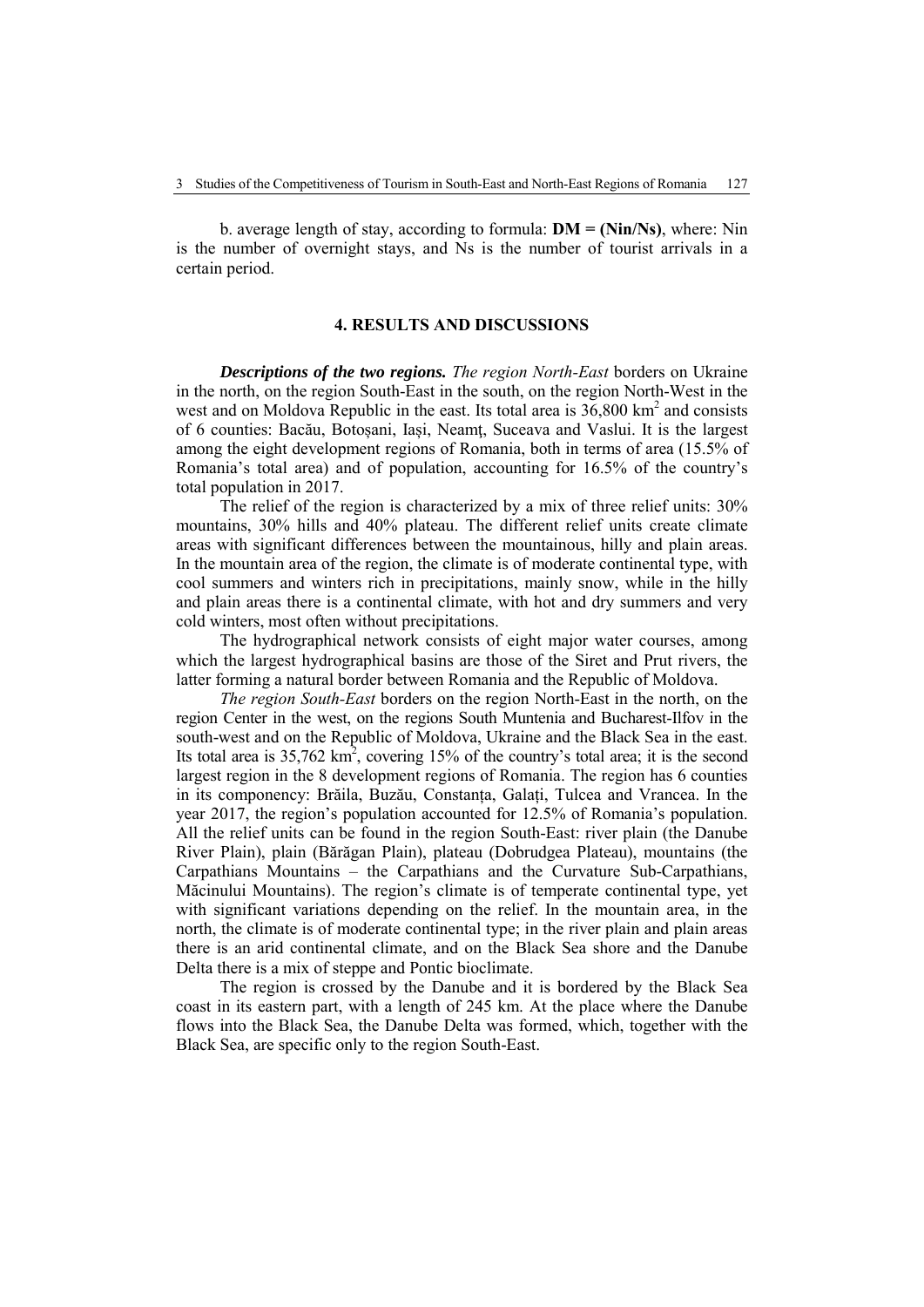b. average length of stay, according to formula: **DM = (Nin/Ns)**, where: Nin is the number of overnight stays, and Ns is the number of tourist arrivals in a certain period.

## 4. RESULTS AND DISCUSSIONS

***Descriptions of the two regions.*** *The region North-East* borders on Ukraine in the north, on the region South-East in the south, on the region North-West in the west and on Moldova Republic in the east. Its total area is 36,800 km$^2$ and consists of 6 counties: Bacău, Botoșani, Iași, Neamţ, Suceava and Vaslui. It is the largest among the eight development regions of Romania, both in terms of area (15.5% of Romania's total area) and of population, accounting for 16.5% of the country's total population in 2017.

The relief of the region is characterized by a mix of three relief units: 30% mountains, 30% hills and 40% plateau. The different relief units create climate areas with significant differences between the mountainous, hilly and plain areas. In the mountain area of the region, the climate is of moderate continental type, with cool summers and winters rich in precipitations, mainly snow, while in the hilly and plain areas there is a continental climate, with hot and dry summers and very cold winters, most often without precipitations.

The hydrographical network consists of eight major water courses, among which the largest hydrographical basins are those of the Siret and Prut rivers, the latter forming a natural border between Romania and the Republic of Moldova.

*The region South-East* borders on the region North-East in the north, on the region Center in the west, on the regions South Muntenia and Bucharest-Ilfov in the south-west and on the Republic of Moldova, Ukraine and the Black Sea in the east. Its total area is 35,762 km$^2$, covering 15% of the country's total area; it is the second largest region in the 8 development regions of Romania. The region has 6 counties in its componency: Brăila, Buzău, Constanța, Galați, Tulcea and Vrancea. In the year 2017, the region's population accounted for 12.5% of Romania's population. All the relief units can be found in the region South-East: river plain (the Danube River Plain), plain (Bărăgan Plain), plateau (Dobrudgea Plateau), mountains (the Carpathians Mountains – the Carpathians and the Curvature Sub-Carpathians, Măcinului Mountains). The region's climate is of temperate continental type, yet with significant variations depending on the relief. In the mountain area, in the north, the climate is of moderate continental type; in the river plain and plain areas there is an arid continental climate, and on the Black Sea shore and the Danube Delta there is a mix of steppe and Pontic bioclimate.

The region is crossed by the Danube and it is bordered by the Black Sea coast in its eastern part, with a length of 245 km. At the place where the Danube flows into the Black Sea, the Danube Delta was formed, which, together with the Black Sea, are specific only to the region South-East.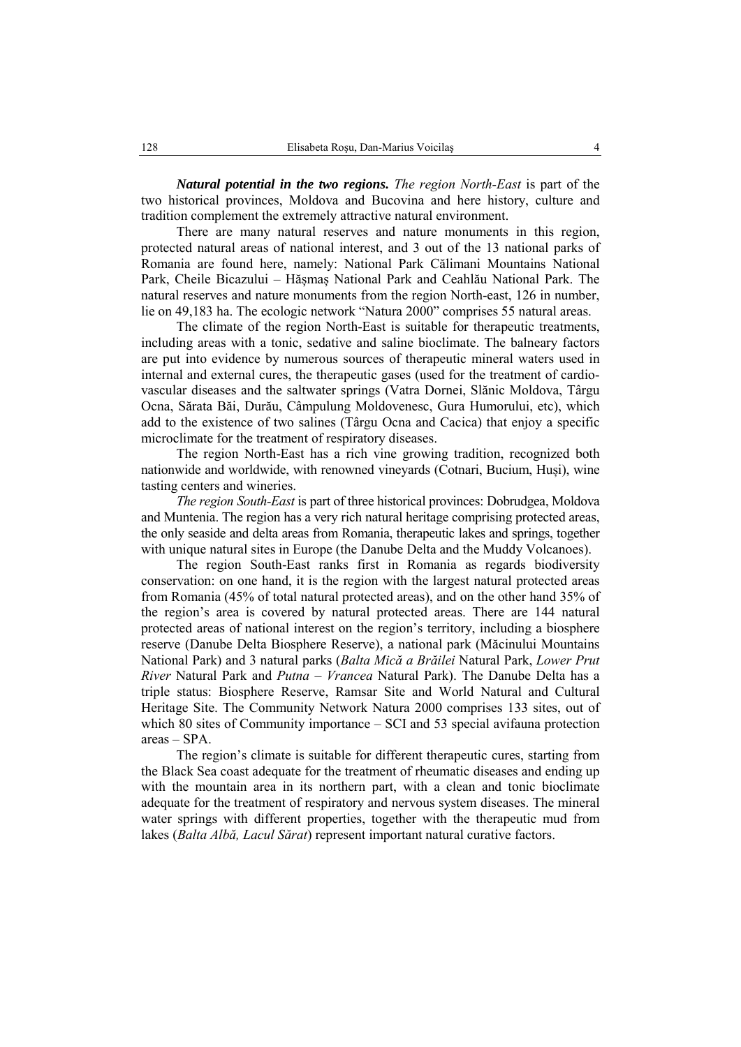***Natural potential in the two regions.*** *The region North-East* is part of the two historical provinces, Moldova and Bucovina and here history, culture and tradition complement the extremely attractive natural environment.

There are many natural reserves and nature monuments in this region, protected natural areas of national interest, and 3 out of the 13 national parks of Romania are found here, namely: National Park Călimani Mountains National Park, Cheile Bicazului – Hăşmaş National Park and Ceahlău National Park. The natural reserves and nature monuments from the region North-east, 126 in number, lie on 49,183 ha. The ecologic network "Natura 2000" comprises 55 natural areas.

The climate of the region North-East is suitable for therapeutic treatments, including areas with a tonic, sedative and saline bioclimate. The balneary factors are put into evidence by numerous sources of therapeutic mineral waters used in internal and external cures, the therapeutic gases (used for the treatment of cardio-vascular diseases and the saltwater springs (Vatra Dornei, Slănic Moldova, Târgu Ocna, Sărata Băi, Durău, Câmpulung Moldovenesc, Gura Humorului, etc), which add to the existence of two salines (Târgu Ocna and Cacica) that enjoy a specific microclimate for the treatment of respiratory diseases.

The region North-East has a rich vine growing tradition, recognized both nationwide and worldwide, with renowned vineyards (Cotnari, Bucium, Huşi), wine tasting centers and wineries.

*The region South-East* is part of three historical provinces: Dobrudgea, Moldova and Muntenia. The region has a very rich natural heritage comprising protected areas, the only seaside and delta areas from Romania, therapeutic lakes and springs, together with unique natural sites in Europe (the Danube Delta and the Muddy Volcanoes).

The region South-East ranks first in Romania as regards biodiversity conservation: on one hand, it is the region with the largest natural protected areas from Romania (45% of total natural protected areas), and on the other hand 35% of the region's area is covered by natural protected areas. There are 144 natural protected areas of national interest on the region's territory, including a biosphere reserve (Danube Delta Biosphere Reserve), a national park (Măcinului Mountains National Park) and 3 natural parks (*Balta Mică a Brăilei* Natural Park, *Lower Prut River* Natural Park and *Putna – Vrancea* Natural Park). The Danube Delta has a triple status: Biosphere Reserve, Ramsar Site and World Natural and Cultural Heritage Site. The Community Network Natura 2000 comprises 133 sites, out of which 80 sites of Community importance – SCI and 53 special avifauna protection areas – SPA.

The region's climate is suitable for different therapeutic cures, starting from the Black Sea coast adequate for the treatment of rheumatic diseases and ending up with the mountain area in its northern part, with a clean and tonic bioclimate adequate for the treatment of respiratory and nervous system diseases. The mineral water springs with different properties, together with the therapeutic mud from lakes (*Balta Albă, Lacul Sărat*) represent important natural curative factors.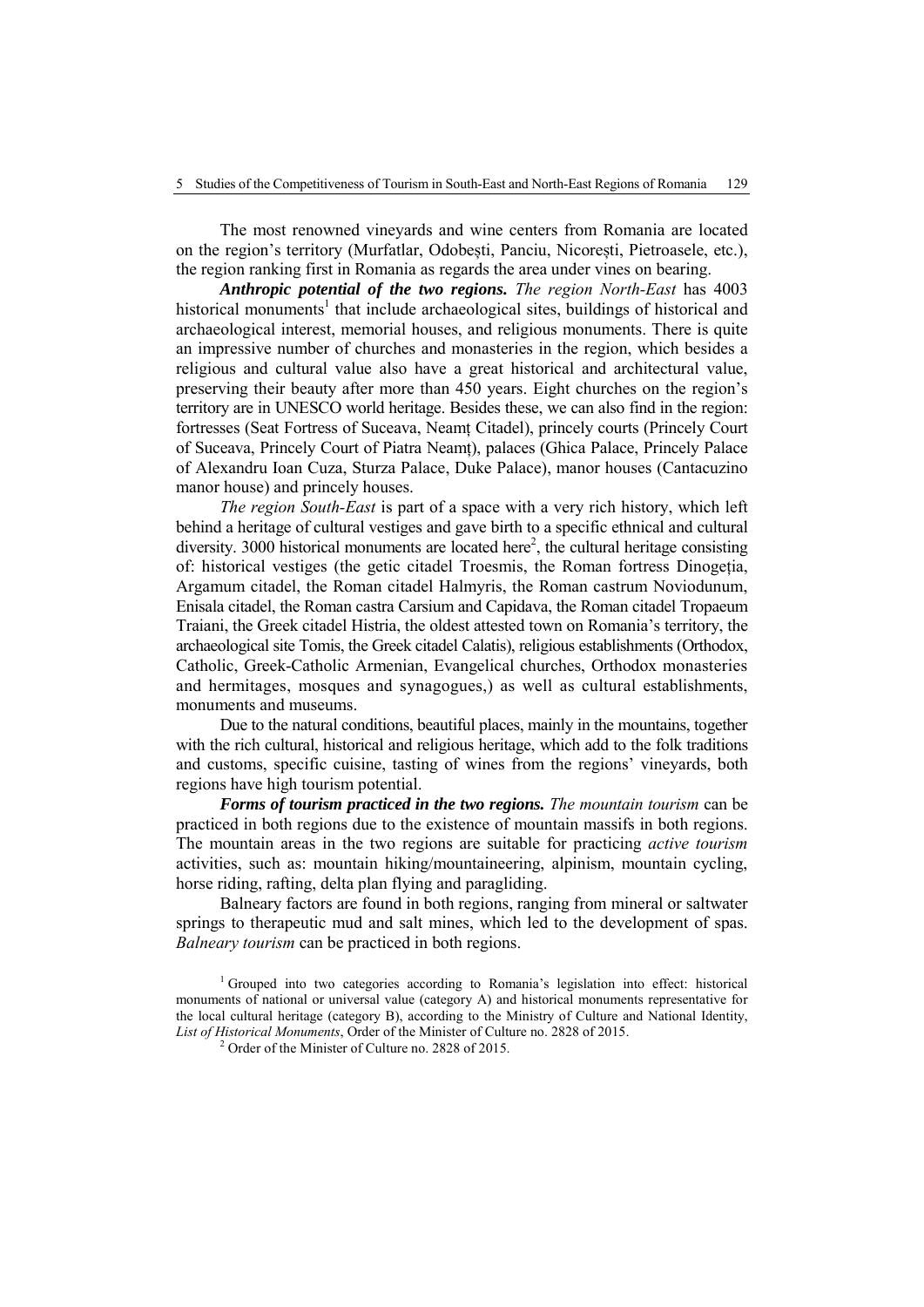The most renowned vineyards and wine centers from Romania are located on the region's territory (Murfatlar, Odobești, Panciu, Nicorești, Pietroasele, etc.), the region ranking first in Romania as regards the area under vines on bearing.

***Anthropic potential of the two regions.*** *The region North-East* has 4003 historical monuments[1] that include archaeological sites, buildings of historical and archaeological interest, memorial houses, and religious monuments. There is quite an impressive number of churches and monasteries in the region, which besides a religious and cultural value also have a great historical and architectural value, preserving their beauty after more than 450 years. Eight churches on the region's territory are in UNESCO world heritage. Besides these, we can also find in the region: fortresses (Seat Fortress of Suceava, Neamț Citadel), princely courts (Princely Court of Suceava, Princely Court of Piatra Neamț), palaces (Ghica Palace, Princely Palace of Alexandru Ioan Cuza, Sturza Palace, Duke Palace), manor houses (Cantacuzino manor house) and princely houses.

*The region South-East* is part of a space with a very rich history, which left behind a heritage of cultural vestiges and gave birth to a specific ethnical and cultural diversity. 3000 historical monuments are located here[2], the cultural heritage consisting of: historical vestiges (the getic citadel Troesmis, the Roman fortress Dinogeția, Argamum citadel, the Roman citadel Halmyris, the Roman castrum Noviodunum, Enisala citadel, the Roman castra Carsium and Capidava, the Roman citadel Tropaeum Traiani, the Greek citadel Histria, the oldest attested town on Romania's territory, the archaeological site Tomis, the Greek citadel Calatis), religious establishments (Orthodox, Catholic, Greek-Catholic Armenian, Evangelical churches, Orthodox monasteries and hermitages, mosques and synagogues,) as well as cultural establishments, monuments and museums.

Due to the natural conditions, beautiful places, mainly in the mountains, together with the rich cultural, historical and religious heritage, which add to the folk traditions and customs, specific cuisine, tasting of wines from the regions' vineyards, both regions have high tourism potential.

***Forms of tourism practiced in the two regions.*** *The mountain tourism* can be practiced in both regions due to the existence of mountain massifs in both regions. The mountain areas in the two regions are suitable for practicing *active tourism* activities, such as: mountain hiking/mountaineering, alpinism, mountain cycling, horse riding, rafting, delta plan flying and paragliding.

Balneary factors are found in both regions, ranging from mineral or saltwater springs to therapeutic mud and salt mines, which led to the development of spas. *Balneary tourism* can be practiced in both regions.

[1] Grouped into two categories according to Romania's legislation into effect: historical monuments of national or universal value (category A) and historical monuments representative for the local cultural heritage (category B), according to the Ministry of Culture and National Identity, *List of Historical Monuments*, Order of the Minister of Culture no. 2828 of 2015.

[2] Order of the Minister of Culture no. 2828 of 2015.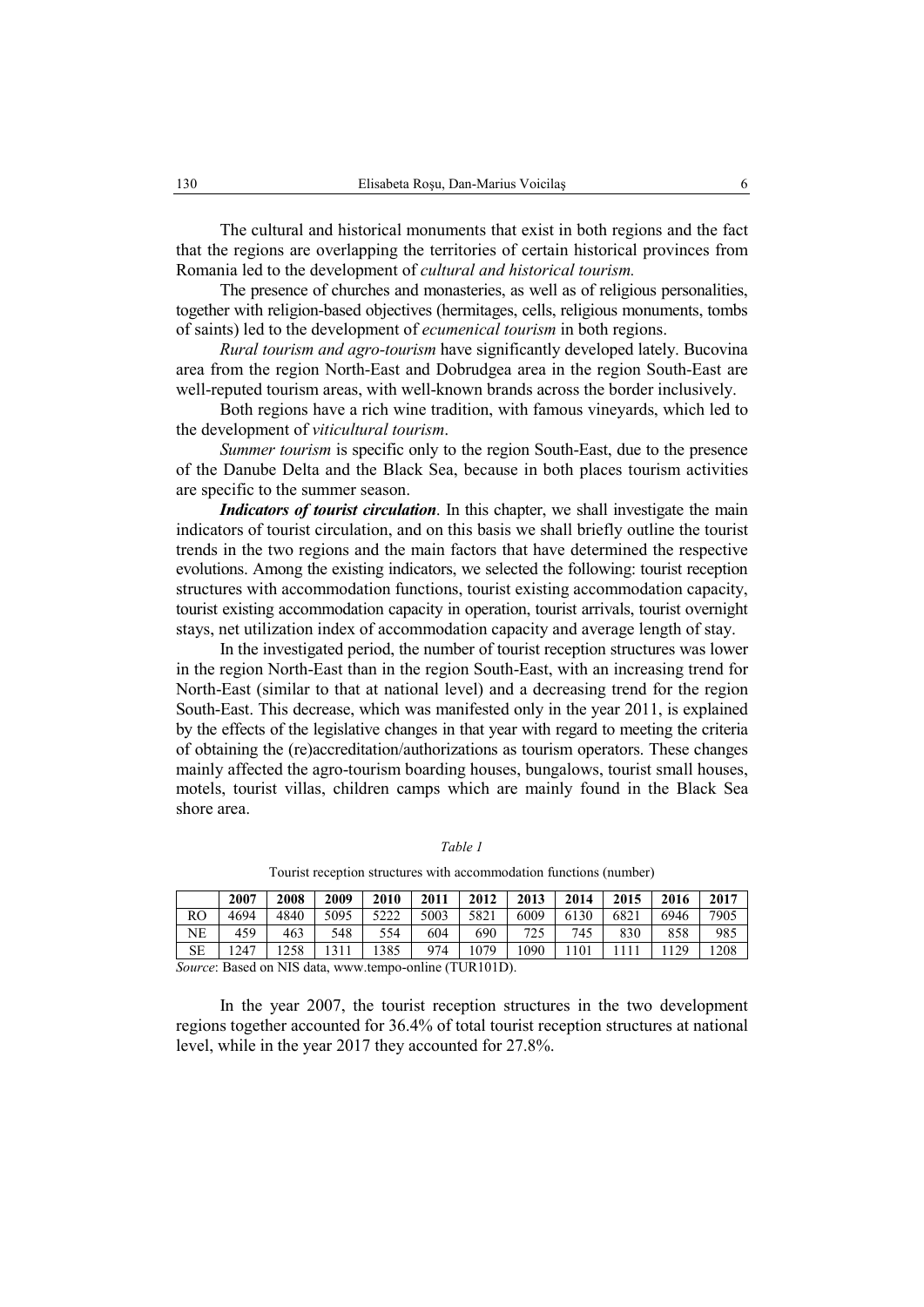The cultural and historical monuments that exist in both regions and the fact that the regions are overlapping the territories of certain historical provinces from Romania led to the development of *cultural and historical tourism.*

The presence of churches and monasteries, as well as of religious personalities, together with religion-based objectives (hermitages, cells, religious monuments, tombs of saints) led to the development of *ecumenical tourism* in both regions.

*Rural tourism and agro-tourism* have significantly developed lately. Bucovina area from the region North-East and Dobrudgea area in the region South-East are well-reputed tourism areas, with well-known brands across the border inclusively.

Both regions have a rich wine tradition, with famous vineyards, which led to the development of *viticultural tourism*.

*Summer tourism* is specific only to the region South-East, due to the presence of the Danube Delta and the Black Sea, because in both places tourism activities are specific to the summer season.

***Indicators of tourist circulation***. In this chapter, we shall investigate the main indicators of tourist circulation, and on this basis we shall briefly outline the tourist trends in the two regions and the main factors that have determined the respective evolutions. Among the existing indicators, we selected the following: tourist reception structures with accommodation functions, tourist existing accommodation capacity, tourist existing accommodation capacity in operation, tourist arrivals, tourist overnight stays, net utilization index of accommodation capacity and average length of stay.

In the investigated period, the number of tourist reception structures was lower in the region North-East than in the region South-East, with an increasing trend for North-East (similar to that at national level) and a decreasing trend for the region South-East. This decrease, which was manifested only in the year 2011, is explained by the effects of the legislative changes in that year with regard to meeting the criteria of obtaining the (re)accreditation/authorizations as tourism operators. These changes mainly affected the agro-tourism boarding houses, bungalows, tourist small houses, motels, tourist villas, children camps which are mainly found in the Black Sea shore area.

*Table 1*

Tourist reception structures with accommodation functions (number)

| | 2007 | 2008 | 2009 | 2010 | 2011 | 2012 | 2013 | 2014 | 2015 | 2016 | 2017 |
|---|---|---|---|---|---|---|---|---|---|---|---|
| RO | 4694 | 4840 | 5095 | 5222 | 5003 | 5821 | 6009 | 6130 | 6821 | 6946 | 7905 |
| NE | 459 | 463 | 548 | 554 | 604 | 690 | 725 | 745 | 830 | 858 | 985 |
| SE | 1247 | 1258 | 1311 | 1385 | 974 | 1079 | 1090 | 1101 | 1111 | 1129 | 1208 |

*Source*: Based on NIS data, www.tempo-online (TUR101D).

In the year 2007, the tourist reception structures in the two development regions together accounted for 36.4% of total tourist reception structures at national level, while in the year 2017 they accounted for 27.8%.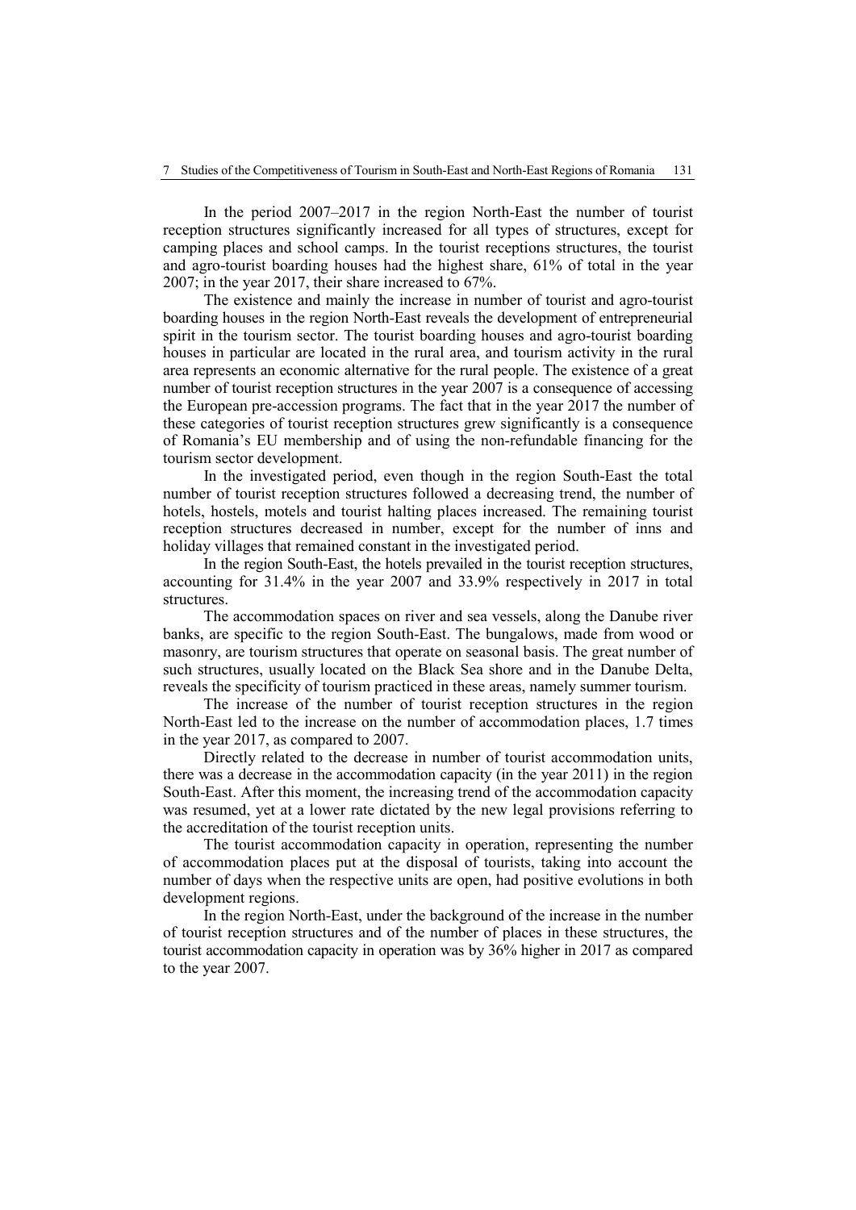In the period 2007–2017 in the region North-East the number of tourist reception structures significantly increased for all types of structures, except for camping places and school camps. In the tourist receptions structures, the tourist and agro-tourist boarding houses had the highest share, 61% of total in the year 2007; in the year 2017, their share increased to 67%.

The existence and mainly the increase in number of tourist and agro-tourist boarding houses in the region North-East reveals the development of entrepreneurial spirit in the tourism sector. The tourist boarding houses and agro-tourist boarding houses in particular are located in the rural area, and tourism activity in the rural area represents an economic alternative for the rural people. The existence of a great number of tourist reception structures in the year 2007 is a consequence of accessing the European pre-accession programs. The fact that in the year 2017 the number of these categories of tourist reception structures grew significantly is a consequence of Romania's EU membership and of using the non-refundable financing for the tourism sector development.

In the investigated period, even though in the region South-East the total number of tourist reception structures followed a decreasing trend, the number of hotels, hostels, motels and tourist halting places increased. The remaining tourist reception structures decreased in number, except for the number of inns and holiday villages that remained constant in the investigated period.

In the region South-East, the hotels prevailed in the tourist reception structures, accounting for 31.4% in the year 2007 and 33.9% respectively in 2017 in total structures.

The accommodation spaces on river and sea vessels, along the Danube river banks, are specific to the region South-East. The bungalows, made from wood or masonry, are tourism structures that operate on seasonal basis. The great number of such structures, usually located on the Black Sea shore and in the Danube Delta, reveals the specificity of tourism practiced in these areas, namely summer tourism.

The increase of the number of tourist reception structures in the region North-East led to the increase on the number of accommodation places, 1.7 times in the year 2017, as compared to 2007.

Directly related to the decrease in number of tourist accommodation units, there was a decrease in the accommodation capacity (in the year 2011) in the region South-East. After this moment, the increasing trend of the accommodation capacity was resumed, yet at a lower rate dictated by the new legal provisions referring to the accreditation of the tourist reception units.

The tourist accommodation capacity in operation, representing the number of accommodation places put at the disposal of tourists, taking into account the number of days when the respective units are open, had positive evolutions in both development regions.

In the region North-East, under the background of the increase in the number of tourist reception structures and of the number of places in these structures, the tourist accommodation capacity in operation was by 36% higher in 2017 as compared to the year 2007.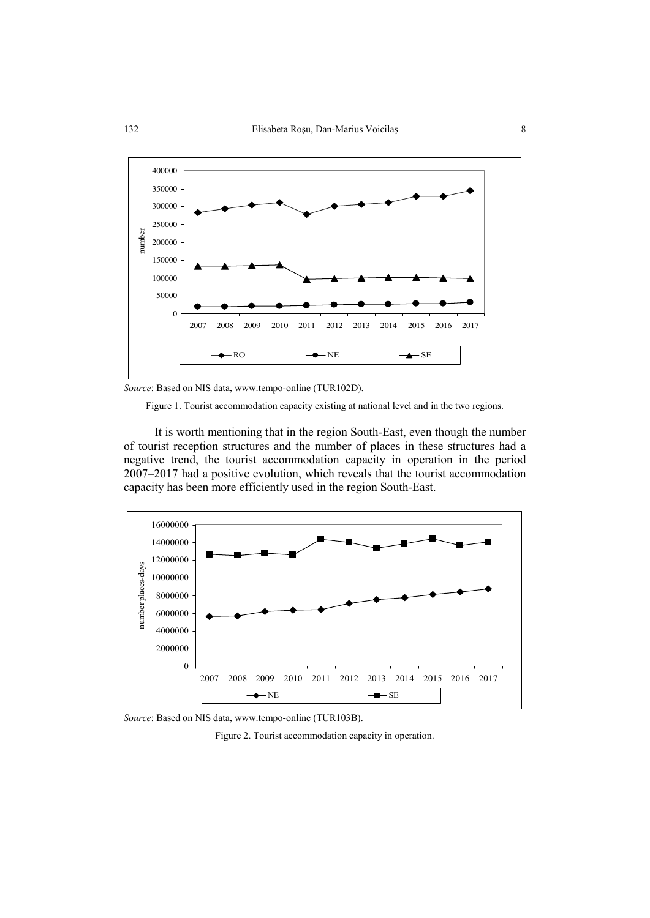*Source*: Based on NIS data, www.tempo-online (TUR102D).

Figure 1. Tourist accommodation capacity existing at national level and in the two regions.

It is worth mentioning that in the region South-East, even though the number of tourist reception structures and the number of places in these structures had a negative trend, the tourist accommodation capacity in operation in the period 2007–2017 had a positive evolution, which reveals that the tourist accommodation capacity has been more efficiently used in the region South-East.

*Source*: Based on NIS data, www.tempo-online (TUR103B).

Figure 2. Tourist accommodation capacity in operation.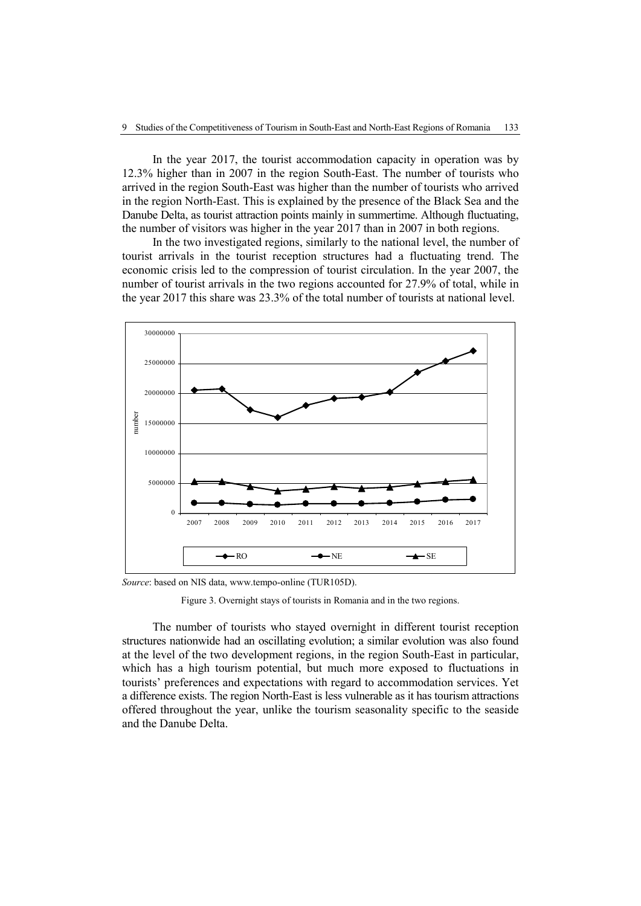In the year 2017, the tourist accommodation capacity in operation was by 12.3% higher than in 2007 in the region South-East. The number of tourists who arrived in the region South-East was higher than the number of tourists who arrived in the region North-East. This is explained by the presence of the Black Sea and the Danube Delta, as tourist attraction points mainly in summertime. Although fluctuating, the number of visitors was higher in the year 2017 than in 2007 in both regions.

In the two investigated regions, similarly to the national level, the number of tourist arrivals in the tourist reception structures had a fluctuating trend. The economic crisis led to the compression of tourist circulation. In the year 2007, the number of tourist arrivals in the two regions accounted for 27.9% of total, while in the year 2017 this share was 23.3% of the total number of tourists at national level.

*Source*: based on NIS data, www.tempo-online (TUR105D).

Figure 3. Overnight stays of tourists in Romania and in the two regions.

The number of tourists who stayed overnight in different tourist reception structures nationwide had an oscillating evolution; a similar evolution was also found at the level of the two development regions, in the region South-East in particular, which has a high tourism potential, but much more exposed to fluctuations in tourists' preferences and expectations with regard to accommodation services. Yet a difference exists. The region North-East is less vulnerable as it has tourism attractions offered throughout the year, unlike the tourism seasonality specific to the seaside and the Danube Delta.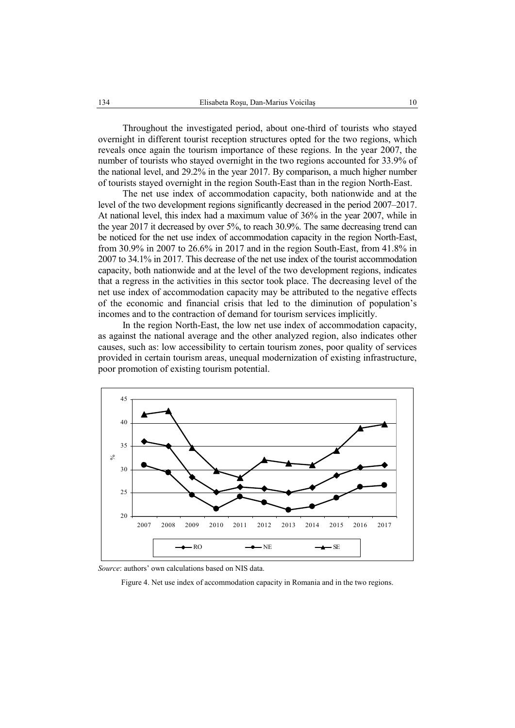Throughout the investigated period, about one-third of tourists who stayed overnight in different tourist reception structures opted for the two regions, which reveals once again the tourism importance of these regions. In the year 2007, the number of tourists who stayed overnight in the two regions accounted for 33.9% of the national level, and 29.2% in the year 2017. By comparison, a much higher number of tourists stayed overnight in the region South-East than in the region North-East.

The net use index of accommodation capacity, both nationwide and at the level of the two development regions significantly decreased in the period 2007–2017. At national level, this index had a maximum value of 36% in the year 2007, while in the year 2017 it decreased by over 5%, to reach 30.9%. The same decreasing trend can be noticed for the net use index of accommodation capacity in the region North-East, from 30.9% in 2007 to 26.6% in 2017 and in the region South-East, from 41.8% in 2007 to 34.1% in 2017. This decrease of the net use index of the tourist accommodation capacity, both nationwide and at the level of the two development regions, indicates that a regress in the activities in this sector took place. The decreasing level of the net use index of accommodation capacity may be attributed to the negative effects of the economic and financial crisis that led to the diminution of population's incomes and to the contraction of demand for tourism services implicitly.

In the region North-East, the low net use index of accommodation capacity, as against the national average and the other analyzed region, also indicates other causes, such as: low accessibility to certain tourism zones, poor quality of services provided in certain tourism areas, unequal modernization of existing infrastructure, poor promotion of existing tourism potential.

*Source*: authors' own calculations based on NIS data.

Figure 4. Net use index of accommodation capacity in Romania and in the two regions.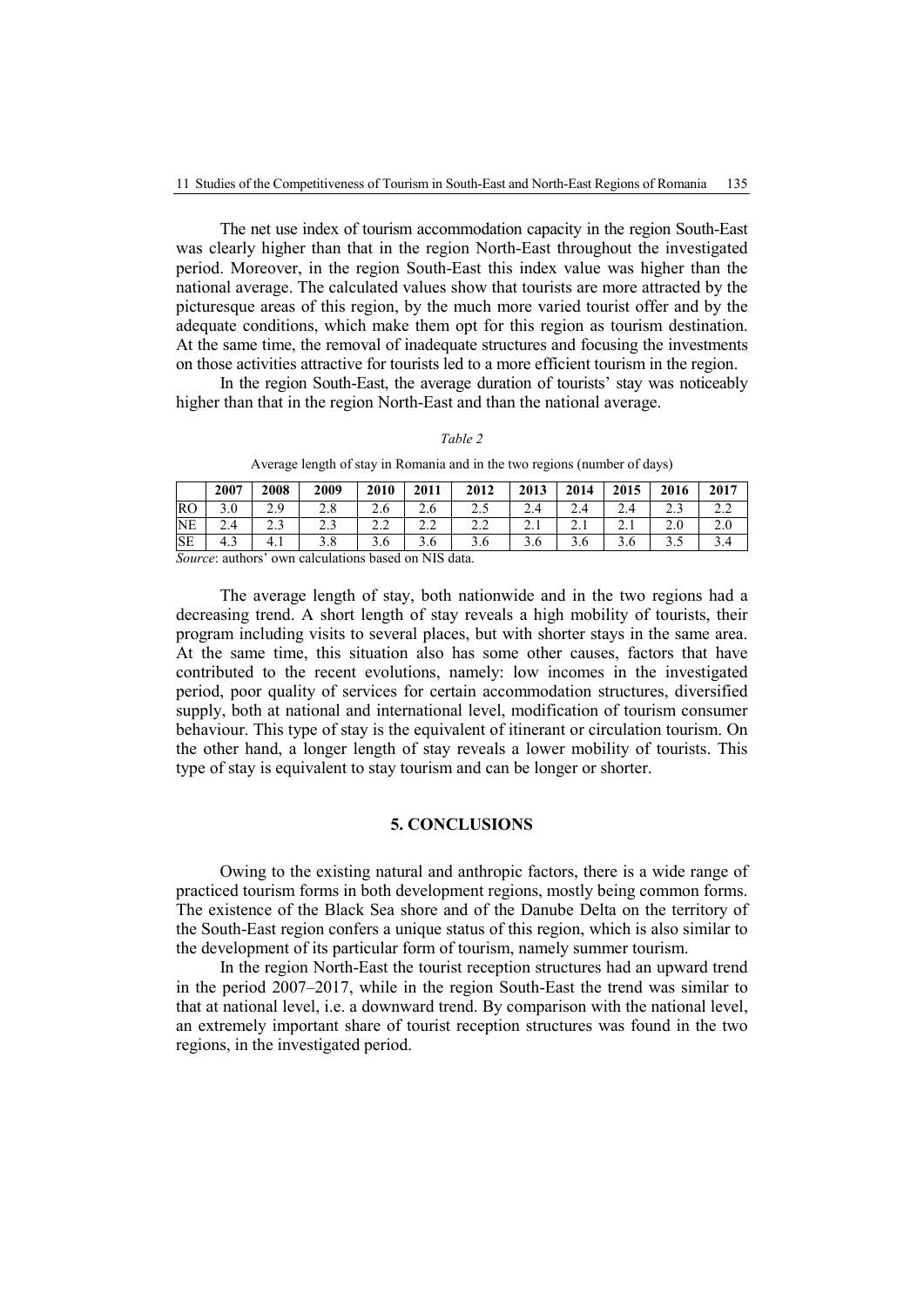The net use index of tourism accommodation capacity in the region South-East was clearly higher than that in the region North-East throughout the investigated period. Moreover, in the region South-East this index value was higher than the national average. The calculated values show that tourists are more attracted by the picturesque areas of this region, by the much more varied tourist offer and by the adequate conditions, which make them opt for this region as tourism destination. At the same time, the removal of inadequate structures and focusing the investments on those activities attractive for tourists led to a more efficient tourism in the region.

In the region South-East, the average duration of tourists' stay was noticeably higher than that in the region North-East and than the national average.

*Table 2*

Average length of stay in Romania and in the two regions (number of days)

| | 2007 | 2008 | 2009 | 2010 | 2011 | 2012 | 2013 | 2014 | 2015 | 2016 | 2017 |
|---|---|---|---|---|---|---|---|---|---|---|---|
| RO | 3.0 | 2.9 | 2.8 | 2.6 | 2.6 | 2.5 | 2.4 | 2.4 | 2.4 | 2.3 | 2.2 |
| NE | 2.4 | 2.3 | 2.3 | 2.2 | 2.2 | 2.2 | 2.1 | 2.1 | 2.1 | 2.0 | 2.0 |
| SE | 4.3 | 4.1 | 3.8 | 3.6 | 3.6 | 3.6 | 3.6 | 3.6 | 3.6 | 3.5 | 3.4 |

*Source*: authors' own calculations based on NIS data.

The average length of stay, both nationwide and in the two regions had a decreasing trend. A short length of stay reveals a high mobility of tourists, their program including visits to several places, but with shorter stays in the same area. At the same time, this situation also has some other causes, factors that have contributed to the recent evolutions, namely: low incomes in the investigated period, poor quality of services for certain accommodation structures, diversified supply, both at national and international level, modification of tourism consumer behaviour. This type of stay is the equivalent of itinerant or circulation tourism. On the other hand, a longer length of stay reveals a lower mobility of tourists. This type of stay is equivalent to stay tourism and can be longer or shorter.

## 5. CONCLUSIONS

Owing to the existing natural and anthropic factors, there is a wide range of practiced tourism forms in both development regions, mostly being common forms. The existence of the Black Sea shore and of the Danube Delta on the territory of the South-East region confers a unique status of this region, which is also similar to the development of its particular form of tourism, namely summer tourism.

In the region North-East the tourist reception structures had an upward trend in the period 2007–2017, while in the region South-East the trend was similar to that at national level, i.e. a downward trend. By comparison with the national level, an extremely important share of tourist reception structures was found in the two regions, in the investigated period.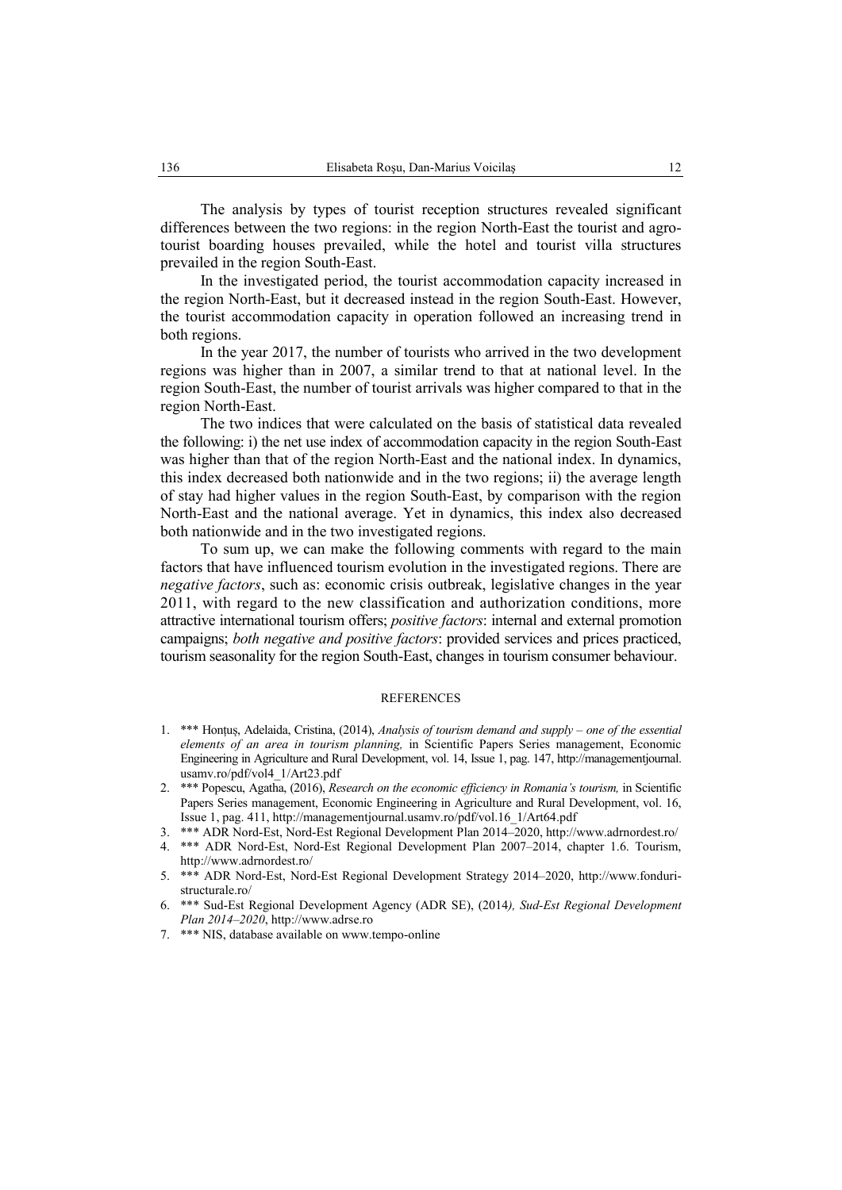The analysis by types of tourist reception structures revealed significant differences between the two regions: in the region North-East the tourist and agro-tourist boarding houses prevailed, while the hotel and tourist villa structures prevailed in the region South-East.

In the investigated period, the tourist accommodation capacity increased in the region North-East, but it decreased instead in the region South-East. However, the tourist accommodation capacity in operation followed an increasing trend in both regions.

In the year 2017, the number of tourists who arrived in the two development regions was higher than in 2007, a similar trend to that at national level. In the region South-East, the number of tourist arrivals was higher compared to that in the region North-East.

The two indices that were calculated on the basis of statistical data revealed the following: i) the net use index of accommodation capacity in the region South-East was higher than that of the region North-East and the national index. In dynamics, this index decreased both nationwide and in the two regions; ii) the average length of stay had higher values in the region South-East, by comparison with the region North-East and the national average. Yet in dynamics, this index also decreased both nationwide and in the two investigated regions.

To sum up, we can make the following comments with regard to the main factors that have influenced tourism evolution in the investigated regions. There are *negative factors*, such as: economic crisis outbreak, legislative changes in the year 2011, with regard to the new classification and authorization conditions, more attractive international tourism offers; *positive factors*: internal and external promotion campaigns; *both negative and positive factors*: provided services and prices practiced, tourism seasonality for the region South-East, changes in tourism consumer behaviour.

## REFERENCES

1. *** Honțuș, Adelaida, Cristina, (2014), *Analysis of tourism demand and supply – one of the essential elements of an area in tourism planning,* in Scientific Papers Series management, Economic Engineering in Agriculture and Rural Development, vol. 14, Issue 1, pag. 147, http://managementjournal.usamv.ro/pdf/vol4_1/Art23.pdf
2. *** Popescu, Agatha, (2016), *Research on the economic efficiency in Romania's tourism,* in Scientific Papers Series management, Economic Engineering in Agriculture and Rural Development, vol. 16, Issue 1, pag. 411, http://managementjournal.usamv.ro/pdf/vol.16_1/Art64.pdf
3. *** ADR Nord-Est, Nord-Est Regional Development Plan 2014–2020, http://www.adrnordest.ro/
4. *** ADR Nord-Est, Nord-Est Regional Development Plan 2007–2014, chapter 1.6. Tourism, http://www.adrnordest.ro/
5. *** ADR Nord-Est, Nord-Est Regional Development Strategy 2014–2020, http://www.fonduri-structurale.ro/
6. *** Sud-Est Regional Development Agency (ADR SE), (2014*), Sud-Est Regional Development Plan 2014–2020*, http://www.adrse.ro
7. *** NIS, database available on www.tempo-online